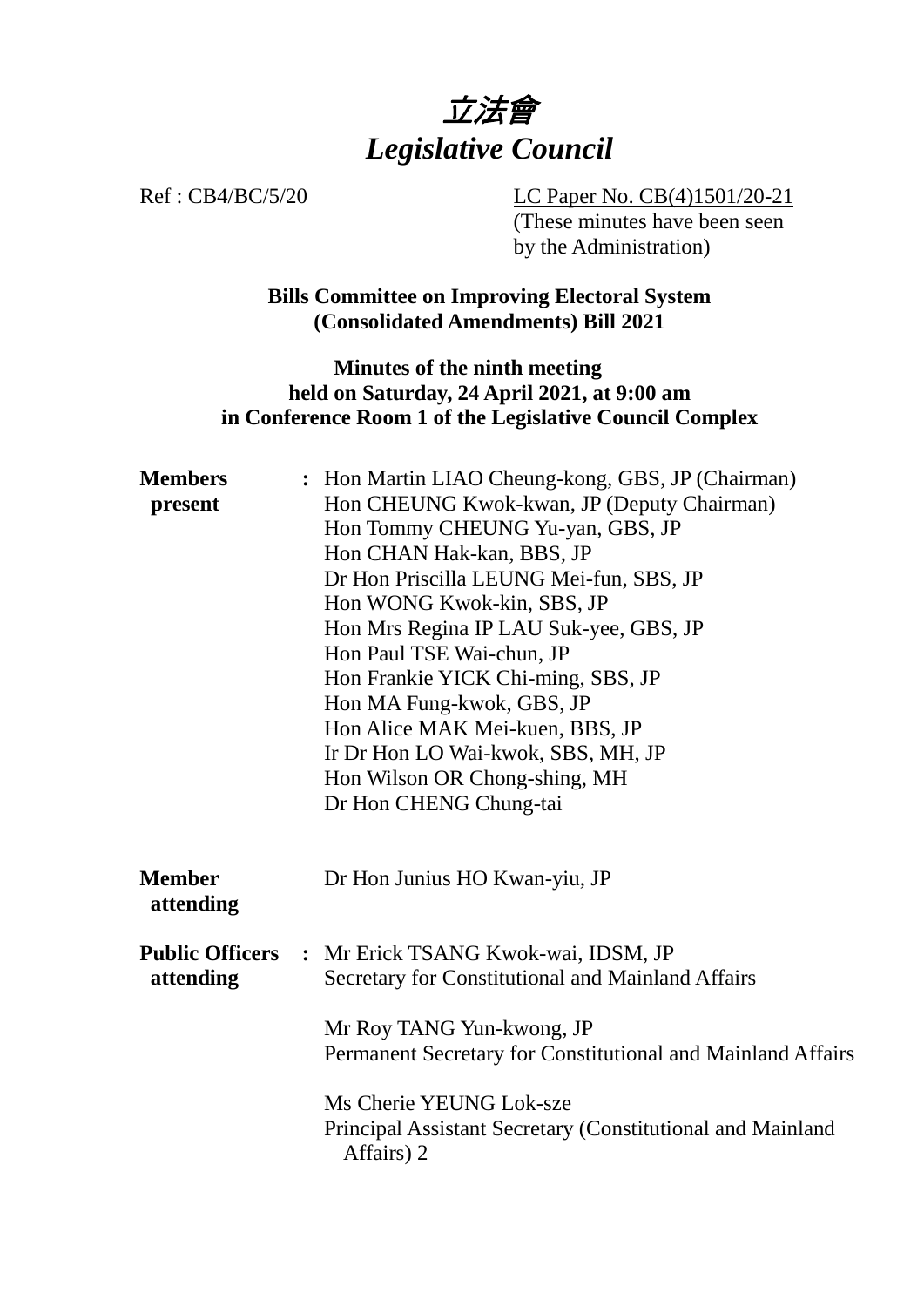# 立法會
# *Legislative Council*

Ref : CB4/BC/5/20

LC Paper No. CB(4)1501/20-21
(These minutes have been seen by the Administration)

**Bills Committee on Improving Electoral System (Consolidated Amendments) Bill 2021**

**Minutes of the ninth meeting held on Saturday, 24 April 2021, at 9:00 am in Conference Room 1 of the Legislative Council Complex**

| | | |
|---|---|---|
| **Members present** | **:** | Hon Martin LIAO Cheung-kong, GBS, JP (Chairman)<br>Hon CHEUNG Kwok-kwan, JP (Deputy Chairman)<br>Hon Tommy CHEUNG Yu-yan, GBS, JP<br>Hon CHAN Hak-kan, BBS, JP<br>Dr Hon Priscilla LEUNG Mei-fun, SBS, JP<br>Hon WONG Kwok-kin, SBS, JP<br>Hon Mrs Regina IP LAU Suk-yee, GBS, JP<br>Hon Paul TSE Wai-chun, JP<br>Hon Frankie YICK Chi-ming, SBS, JP<br>Hon MA Fung-kwok, GBS, JP<br>Hon Alice MAK Mei-kuen, BBS, JP<br>Ir Dr Hon LO Wai-kwok, SBS, MH, JP<br>Hon Wilson OR Chong-shing, MH<br>Dr Hon CHENG Chung-tai |
| **Member attending** | | Dr Hon Junius HO Kwan-yiu, JP |
| **Public Officers attending** | **:** | Mr Erick TSANG Kwok-wai, IDSM, JP<br>Secretary for Constitutional and Mainland Affairs<br><br>Mr Roy TANG Yun-kwong, JP<br>Permanent Secretary for Constitutional and Mainland Affairs<br><br>Ms Cherie YEUNG Lok-sze<br>Principal Assistant Secretary (Constitutional and Mainland Affairs) 2 |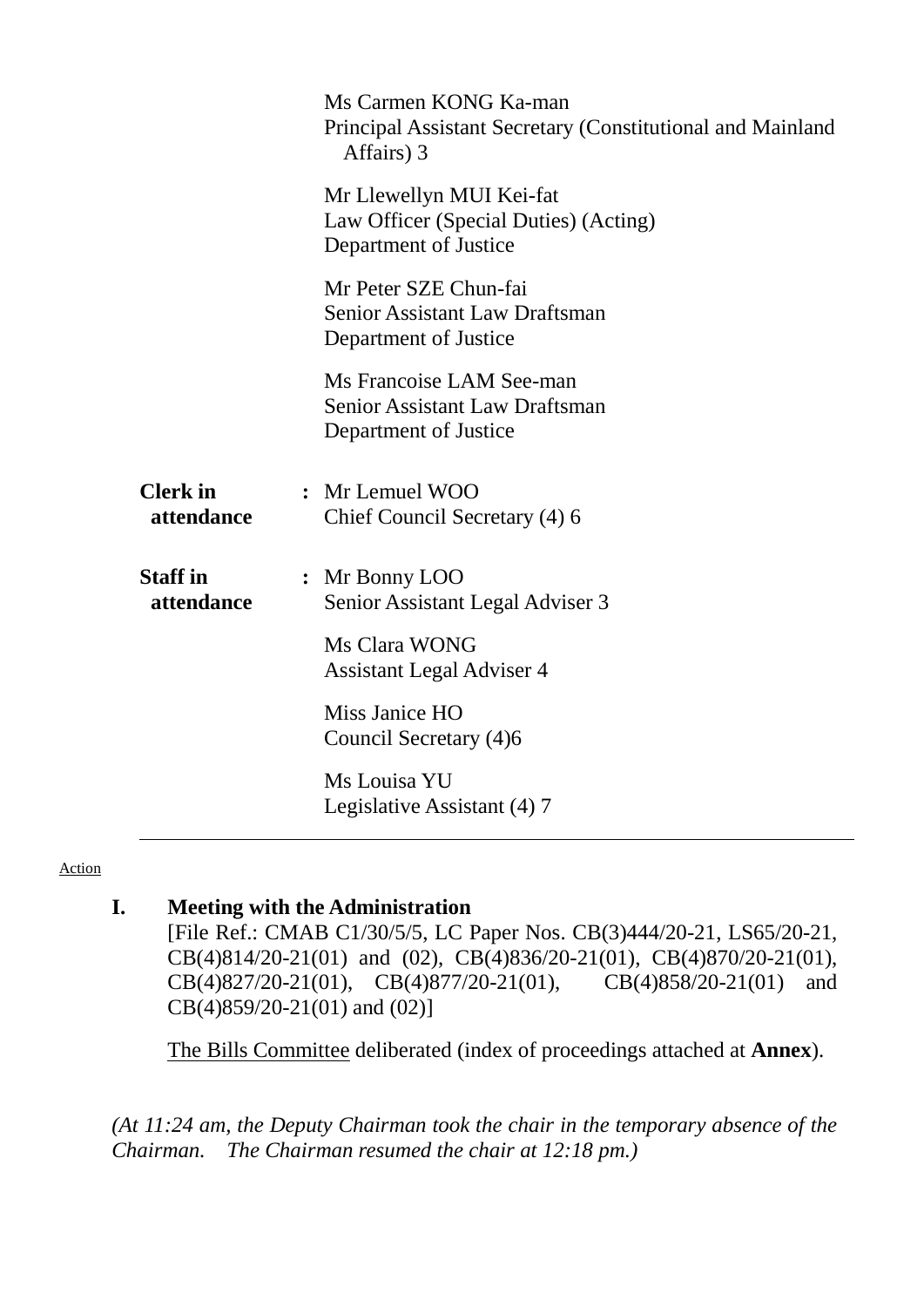Ms Carmen KONG Ka-man
Principal Assistant Secretary (Constitutional and Mainland Affairs) 3

Mr Llewellyn MUI Kei-fat
Law Officer (Special Duties) (Acting)
Department of Justice

Mr Peter SZE Chun-fai
Senior Assistant Law Draftsman
Department of Justice

Ms Francoise LAM See-man
Senior Assistant Law Draftsman
Department of Justice

**Clerk in attendance** : Mr Lemuel WOO
Chief Council Secretary (4) 6

**Staff in attendance** : Mr Bonny LOO
Senior Assistant Legal Adviser 3

Ms Clara WONG
Assistant Legal Adviser 4

Miss Janice HO
Council Secretary (4)6

Ms Louisa YU
Legislative Assistant (4) 7

---

Action

## I. Meeting with the Administration

[File Ref.: CMAB C1/30/5/5, LC Paper Nos. CB(3)444/20-21, LS65/20-21, CB(4)814/20-21(01) and (02), CB(4)836/20-21(01), CB(4)870/20-21(01), CB(4)827/20-21(01), CB(4)877/20-21(01), CB(4)858/20-21(01) and CB(4)859/20-21(01) and (02)]

The Bills Committee deliberated (index of proceedings attached at **Annex**).

*(At 11:24 am, the Deputy Chairman took the chair in the temporary absence of the Chairman. The Chairman resumed the chair at 12:18 pm.)*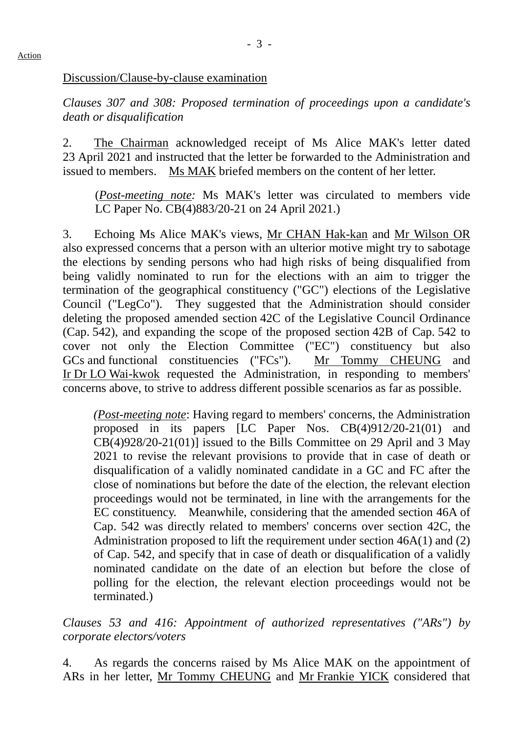Action

Discussion/Clause-by-clause examination

*Clauses 307 and 308: Proposed termination of proceedings upon a candidate's death or disqualification*

2. The Chairman acknowledged receipt of Ms Alice MAK's letter dated 23 April 2021 and instructed that the letter be forwarded to the Administration and issued to members. Ms MAK briefed members on the content of her letter.

> (*Post-meeting note:* Ms MAK's letter was circulated to members vide LC Paper No. CB(4)883/20-21 on 24 April 2021.)

3. Echoing Ms Alice MAK's views, Mr CHAN Hak-kan and Mr Wilson OR also expressed concerns that a person with an ulterior motive might try to sabotage the elections by sending persons who had high risks of being disqualified from being validly nominated to run for the elections with an aim to trigger the termination of the geographical constituency ("GC") elections of the Legislative Council ("LegCo"). They suggested that the Administration should consider deleting the proposed amended section 42C of the Legislative Council Ordinance (Cap. 542), and expanding the scope of the proposed section 42B of Cap. 542 to cover not only the Election Committee ("EC") constituency but also GCs and functional constituencies ("FCs"). Mr Tommy CHEUNG and Ir Dr LO Wai-kwok requested the Administration, in responding to members' concerns above, to strive to address different possible scenarios as far as possible.

> (*Post-meeting note*: Having regard to members' concerns, the Administration proposed in its papers [LC Paper Nos. CB(4)912/20-21(01) and CB(4)928/20-21(01)] issued to the Bills Committee on 29 April and 3 May 2021 to revise the relevant provisions to provide that in case of death or disqualification of a validly nominated candidate in a GC and FC after the close of nominations but before the date of the election, the relevant election proceedings would not be terminated, in line with the arrangements for the EC constituency. Meanwhile, considering that the amended section 46A of Cap. 542 was directly related to members' concerns over section 42C, the Administration proposed to lift the requirement under section 46A(1) and (2) of Cap. 542, and specify that in case of death or disqualification of a validly nominated candidate on the date of an election but before the close of polling for the election, the relevant election proceedings would not be terminated.)

*Clauses 53 and 416: Appointment of authorized representatives ("ARs") by corporate electors/voters*

4. As regards the concerns raised by Ms Alice MAK on the appointment of ARs in her letter, Mr Tommy CHEUNG and Mr Frankie YICK considered that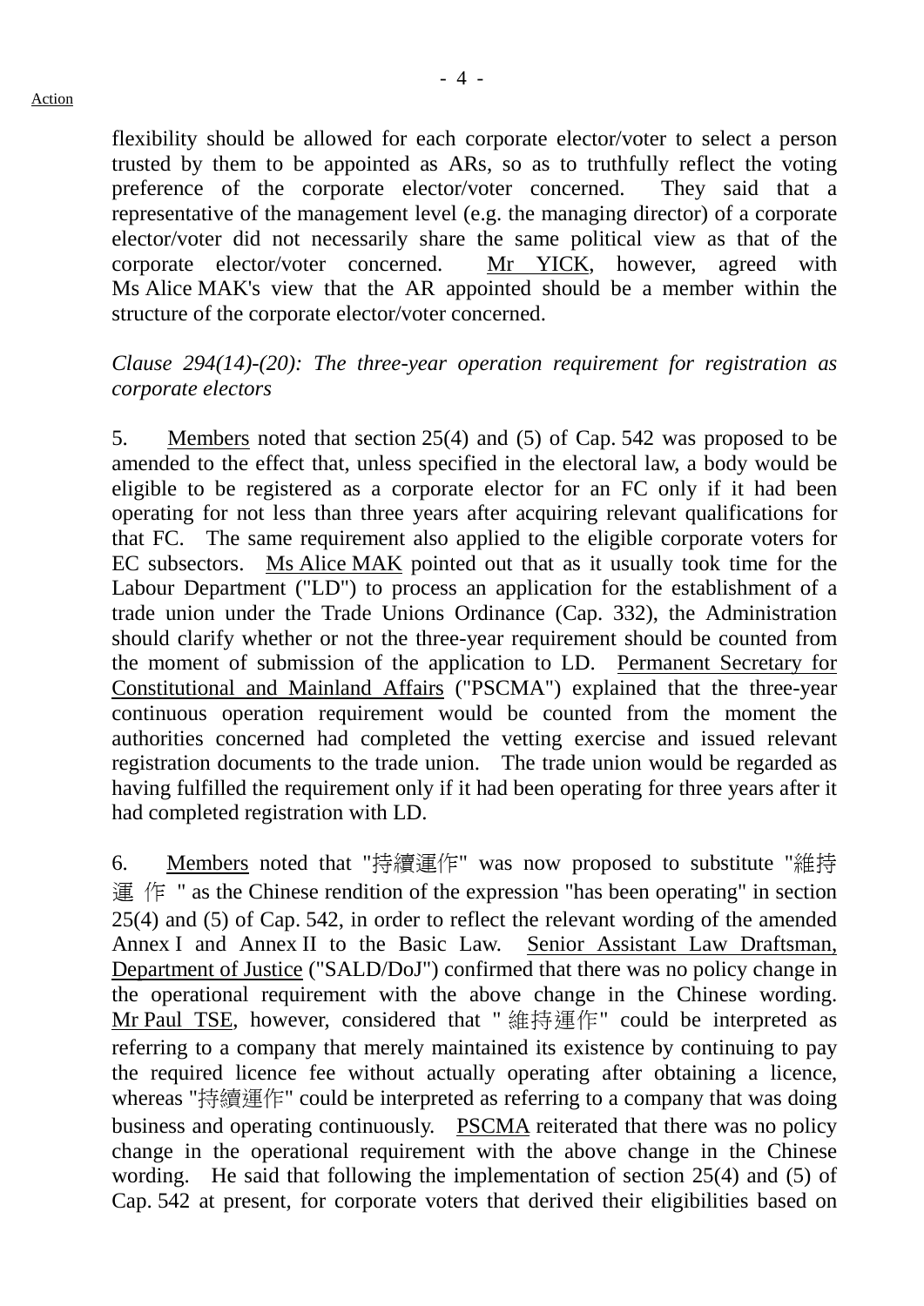flexibility should be allowed for each corporate elector/voter to select a person trusted by them to be appointed as ARs, so as to truthfully reflect the voting preference of the corporate elector/voter concerned. They said that a representative of the management level (e.g. the managing director) of a corporate elector/voter did not necessarily share the same political view as that of the corporate elector/voter concerned. Mr YICK, however, agreed with Ms Alice MAK's view that the AR appointed should be a member within the structure of the corporate elector/voter concerned.

*Clause 294(14)-(20): The three-year operation requirement for registration as corporate electors*

5. Members noted that section 25(4) and (5) of Cap. 542 was proposed to be amended to the effect that, unless specified in the electoral law, a body would be eligible to be registered as a corporate elector for an FC only if it had been operating for not less than three years after acquiring relevant qualifications for that FC. The same requirement also applied to the eligible corporate voters for EC subsectors. Ms Alice MAK pointed out that as it usually took time for the Labour Department ("LD") to process an application for the establishment of a trade union under the Trade Unions Ordinance (Cap. 332), the Administration should clarify whether or not the three-year requirement should be counted from the moment of submission of the application to LD. Permanent Secretary for Constitutional and Mainland Affairs ("PSCMA") explained that the three-year continuous operation requirement would be counted from the moment the authorities concerned had completed the vetting exercise and issued relevant registration documents to the trade union. The trade union would be regarded as having fulfilled the requirement only if it had been operating for three years after it had completed registration with LD.

6. Members noted that "持續運作" was now proposed to substitute "維持運作" as the Chinese rendition of the expression "has been operating" in section 25(4) and (5) of Cap. 542, in order to reflect the relevant wording of the amended Annex I and Annex II to the Basic Law. Senior Assistant Law Draftsman, Department of Justice ("SALD/DoJ") confirmed that there was no policy change in the operational requirement with the above change in the Chinese wording. Mr Paul TSE, however, considered that "維持運作" could be interpreted as referring to a company that merely maintained its existence by continuing to pay the required licence fee without actually operating after obtaining a licence, whereas "持續運作" could be interpreted as referring to a company that was doing business and operating continuously. PSCMA reiterated that there was no policy change in the operational requirement with the above change in the Chinese wording. He said that following the implementation of section 25(4) and (5) of Cap. 542 at present, for corporate voters that derived their eligibilities based on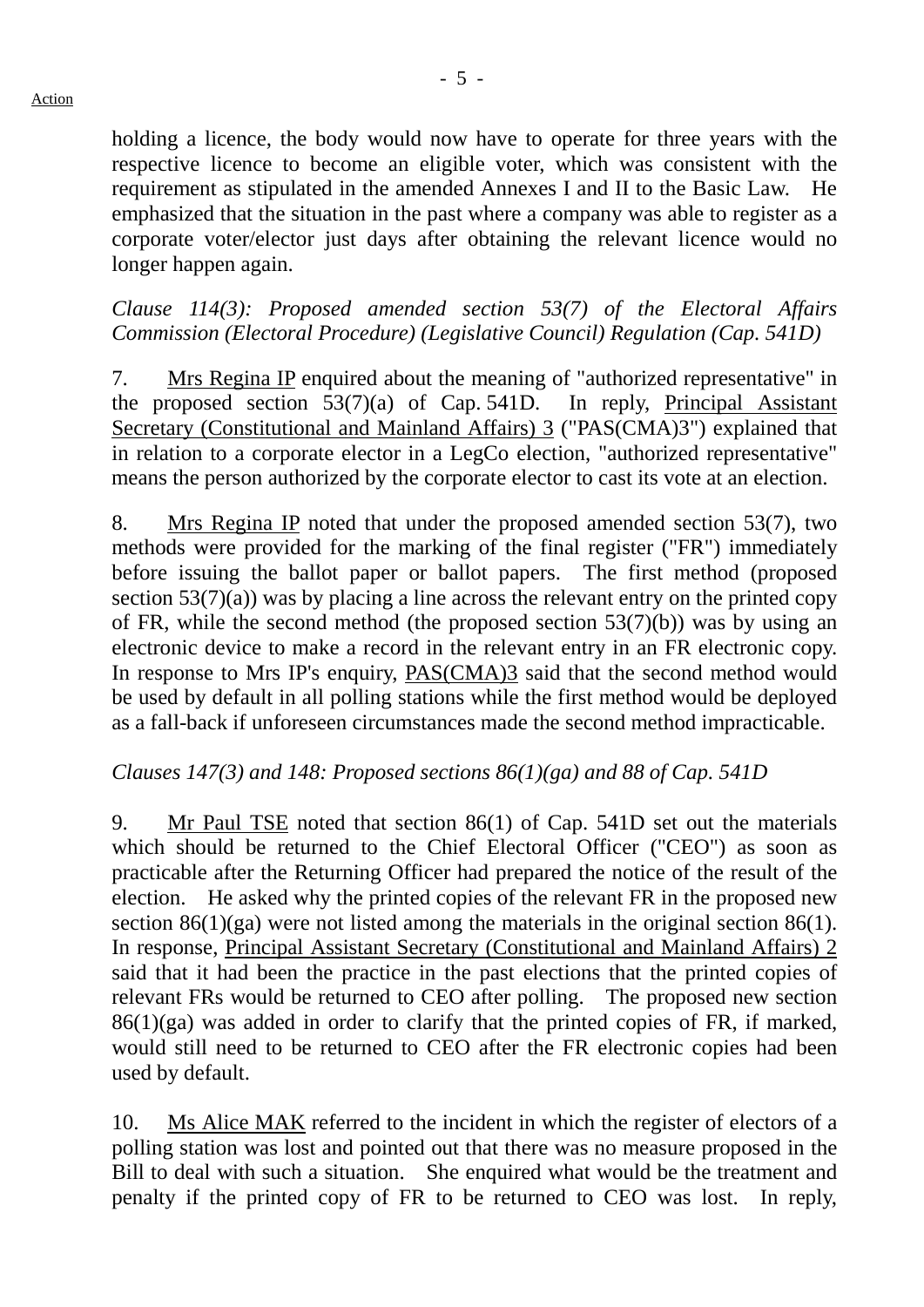holding a licence, the body would now have to operate for three years with the respective licence to become an eligible voter, which was consistent with the requirement as stipulated in the amended Annexes I and II to the Basic Law. He emphasized that the situation in the past where a company was able to register as a corporate voter/elector just days after obtaining the relevant licence would no longer happen again.

*Clause 114(3): Proposed amended section 53(7) of the Electoral Affairs Commission (Electoral Procedure) (Legislative Council) Regulation (Cap. 541D)*

7. Mrs Regina IP enquired about the meaning of "authorized representative" in the proposed section 53(7)(a) of Cap. 541D. In reply, Principal Assistant Secretary (Constitutional and Mainland Affairs) 3 ("PAS(CMA)3") explained that in relation to a corporate elector in a LegCo election, "authorized representative" means the person authorized by the corporate elector to cast its vote at an election.

8. Mrs Regina IP noted that under the proposed amended section 53(7), two methods were provided for the marking of the final register ("FR") immediately before issuing the ballot paper or ballot papers. The first method (proposed section 53(7)(a)) was by placing a line across the relevant entry on the printed copy of FR, while the second method (the proposed section 53(7)(b)) was by using an electronic device to make a record in the relevant entry in an FR electronic copy. In response to Mrs IP's enquiry, PAS(CMA)3 said that the second method would be used by default in all polling stations while the first method would be deployed as a fall-back if unforeseen circumstances made the second method impracticable.

*Clauses 147(3) and 148: Proposed sections 86(1)(ga) and 88 of Cap. 541D*

9. Mr Paul TSE noted that section 86(1) of Cap. 541D set out the materials which should be returned to the Chief Electoral Officer ("CEO") as soon as practicable after the Returning Officer had prepared the notice of the result of the election. He asked why the printed copies of the relevant FR in the proposed new section 86(1)(ga) were not listed among the materials in the original section 86(1). In response, Principal Assistant Secretary (Constitutional and Mainland Affairs) 2 said that it had been the practice in the past elections that the printed copies of relevant FRs would be returned to CEO after polling. The proposed new section 86(1)(ga) was added in order to clarify that the printed copies of FR, if marked, would still need to be returned to CEO after the FR electronic copies had been used by default.

10. Ms Alice MAK referred to the incident in which the register of electors of a polling station was lost and pointed out that there was no measure proposed in the Bill to deal with such a situation. She enquired what would be the treatment and penalty if the printed copy of FR to be returned to CEO was lost. In reply,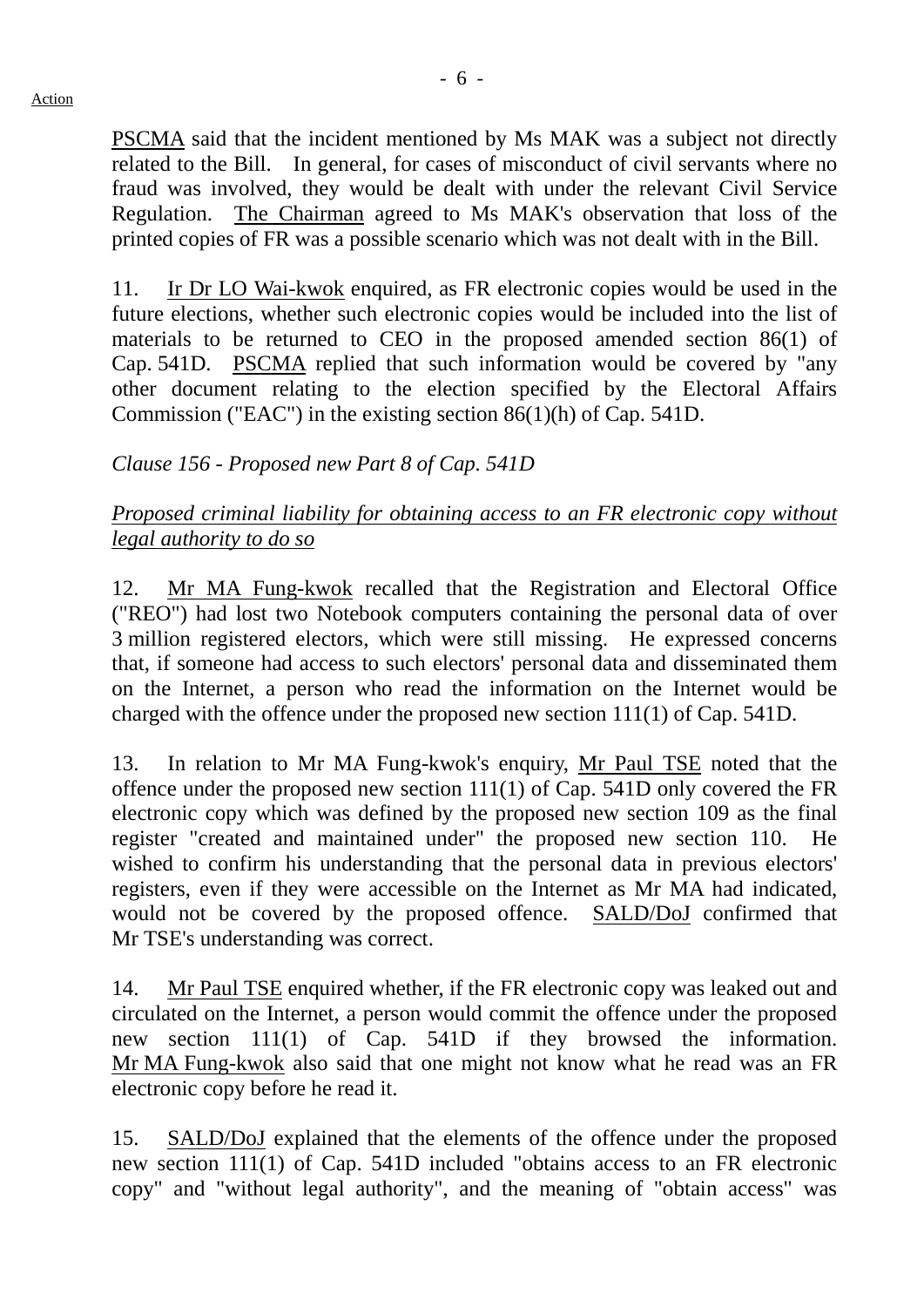PSCMA said that the incident mentioned by Ms MAK was a subject not directly related to the Bill. In general, for cases of misconduct of civil servants where no fraud was involved, they would be dealt with under the relevant Civil Service Regulation. The Chairman agreed to Ms MAK's observation that loss of the printed copies of FR was a possible scenario which was not dealt with in the Bill.

11. Ir Dr LO Wai-kwok enquired, as FR electronic copies would be used in the future elections, whether such electronic copies would be included into the list of materials to be returned to CEO in the proposed amended section 86(1) of Cap. 541D. PSCMA replied that such information would be covered by "any other document relating to the election specified by the Electoral Affairs Commission ("EAC") in the existing section 86(1)(h) of Cap. 541D.

*Clause 156 - Proposed new Part 8 of Cap. 541D*

*Proposed criminal liability for obtaining access to an FR electronic copy without legal authority to do so*

12. Mr MA Fung-kwok recalled that the Registration and Electoral Office ("REO") had lost two Notebook computers containing the personal data of over 3 million registered electors, which were still missing. He expressed concerns that, if someone had access to such electors' personal data and disseminated them on the Internet, a person who read the information on the Internet would be charged with the offence under the proposed new section 111(1) of Cap. 541D.

13. In relation to Mr MA Fung-kwok's enquiry, Mr Paul TSE noted that the offence under the proposed new section 111(1) of Cap. 541D only covered the FR electronic copy which was defined by the proposed new section 109 as the final register "created and maintained under" the proposed new section 110. He wished to confirm his understanding that the personal data in previous electors' registers, even if they were accessible on the Internet as Mr MA had indicated, would not be covered by the proposed offence. SALD/DoJ confirmed that Mr TSE's understanding was correct.

14. Mr Paul TSE enquired whether, if the FR electronic copy was leaked out and circulated on the Internet, a person would commit the offence under the proposed new section 111(1) of Cap. 541D if they browsed the information. Mr MA Fung-kwok also said that one might not know what he read was an FR electronic copy before he read it.

15. SALD/DoJ explained that the elements of the offence under the proposed new section 111(1) of Cap. 541D included "obtains access to an FR electronic copy" and "without legal authority", and the meaning of "obtain access" was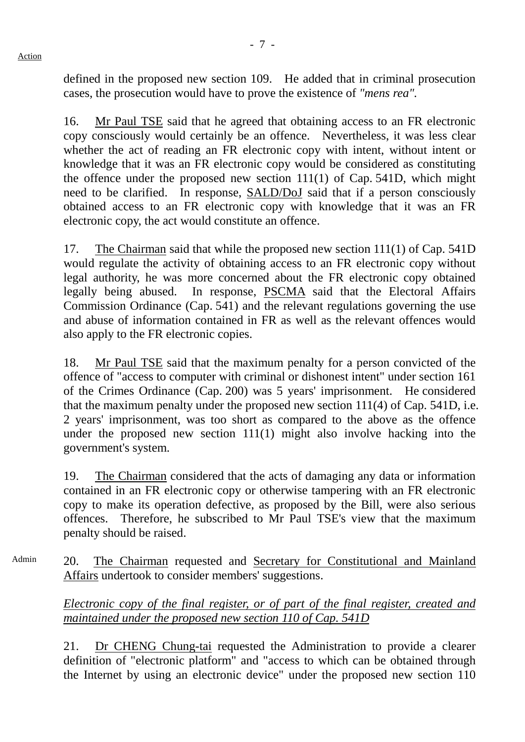Action

defined in the proposed new section 109. He added that in criminal prosecution cases, the prosecution would have to prove the existence of *"mens rea"*.

16. Mr Paul TSE said that he agreed that obtaining access to an FR electronic copy consciously would certainly be an offence. Nevertheless, it was less clear whether the act of reading an FR electronic copy with intent, without intent or knowledge that it was an FR electronic copy would be considered as constituting the offence under the proposed new section 111(1) of Cap. 541D, which might need to be clarified. In response, SALD/DoJ said that if a person consciously obtained access to an FR electronic copy with knowledge that it was an FR electronic copy, the act would constitute an offence.

17. The Chairman said that while the proposed new section 111(1) of Cap. 541D would regulate the activity of obtaining access to an FR electronic copy without legal authority, he was more concerned about the FR electronic copy obtained legally being abused. In response, PSCMA said that the Electoral Affairs Commission Ordinance (Cap. 541) and the relevant regulations governing the use and abuse of information contained in FR as well as the relevant offences would also apply to the FR electronic copies.

18. Mr Paul TSE said that the maximum penalty for a person convicted of the offence of "access to computer with criminal or dishonest intent" under section 161 of the Crimes Ordinance (Cap. 200) was 5 years' imprisonment. He considered that the maximum penalty under the proposed new section 111(4) of Cap. 541D, i.e. 2 years' imprisonment, was too short as compared to the above as the offence under the proposed new section 111(1) might also involve hacking into the government's system.

19. The Chairman considered that the acts of damaging any data or information contained in an FR electronic copy or otherwise tampering with an FR electronic copy to make its operation defective, as proposed by the Bill, were also serious offences. Therefore, he subscribed to Mr Paul TSE's view that the maximum penalty should be raised.

Admin

20. The Chairman requested and Secretary for Constitutional and Mainland Affairs undertook to consider members' suggestions.

*Electronic copy of the final register, or of part of the final register, created and maintained under the proposed new section 110 of Cap. 541D*

21. Dr CHENG Chung-tai requested the Administration to provide a clearer definition of "electronic platform" and "access to which can be obtained through the Internet by using an electronic device" under the proposed new section 110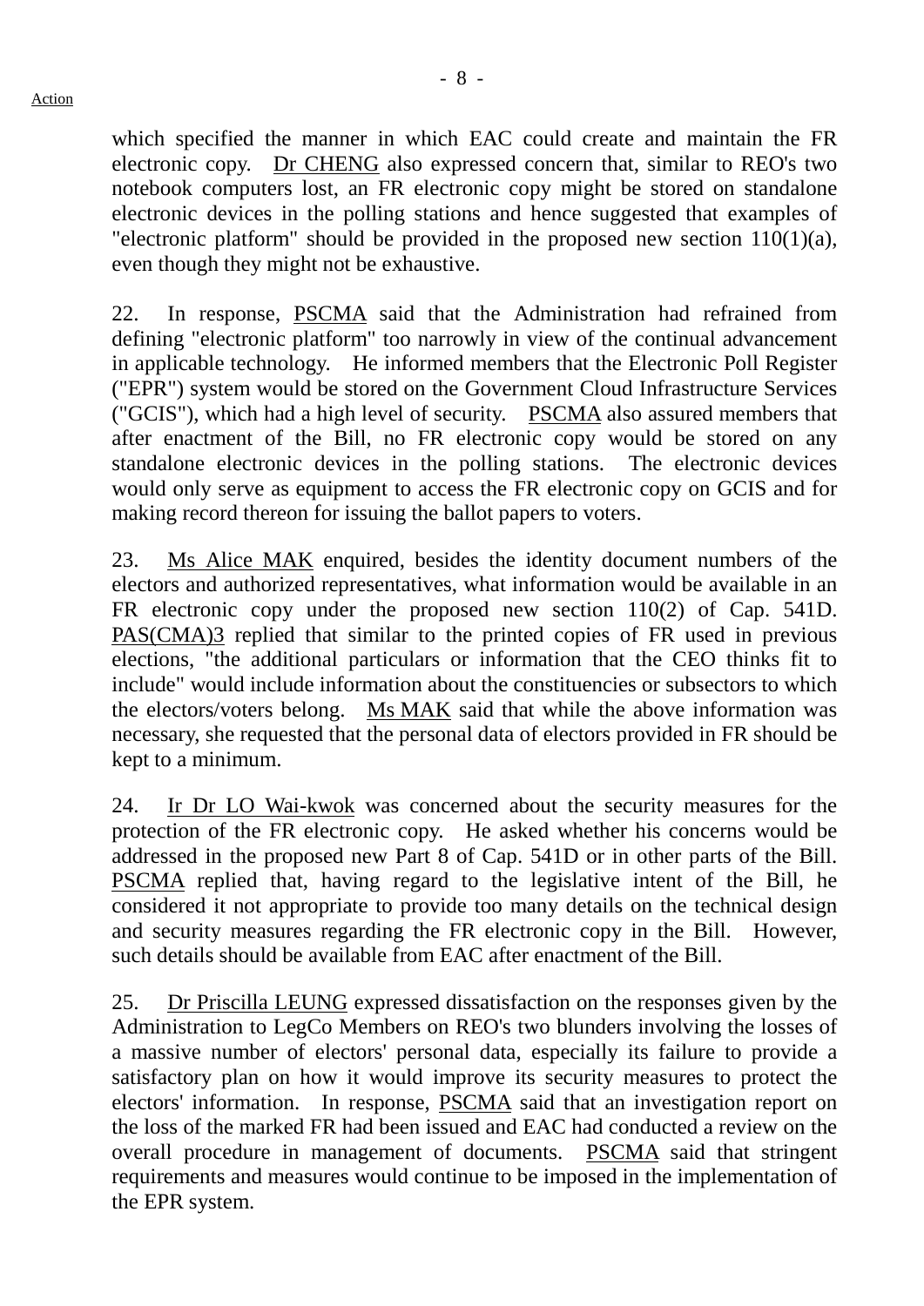which specified the manner in which EAC could create and maintain the FR electronic copy. Dr CHENG also expressed concern that, similar to REO's two notebook computers lost, an FR electronic copy might be stored on standalone electronic devices in the polling stations and hence suggested that examples of "electronic platform" should be provided in the proposed new section 110(1)(a), even though they might not be exhaustive.

22. In response, PSCMA said that the Administration had refrained from defining "electronic platform" too narrowly in view of the continual advancement in applicable technology. He informed members that the Electronic Poll Register ("EPR") system would be stored on the Government Cloud Infrastructure Services ("GCIS"), which had a high level of security. PSCMA also assured members that after enactment of the Bill, no FR electronic copy would be stored on any standalone electronic devices in the polling stations. The electronic devices would only serve as equipment to access the FR electronic copy on GCIS and for making record thereon for issuing the ballot papers to voters.

23. Ms Alice MAK enquired, besides the identity document numbers of the electors and authorized representatives, what information would be available in an FR electronic copy under the proposed new section 110(2) of Cap. 541D. PAS(CMA)3 replied that similar to the printed copies of FR used in previous elections, "the additional particulars or information that the CEO thinks fit to include" would include information about the constituencies or subsectors to which the electors/voters belong. Ms MAK said that while the above information was necessary, she requested that the personal data of electors provided in FR should be kept to a minimum.

24. Ir Dr LO Wai-kwok was concerned about the security measures for the protection of the FR electronic copy. He asked whether his concerns would be addressed in the proposed new Part 8 of Cap. 541D or in other parts of the Bill. PSCMA replied that, having regard to the legislative intent of the Bill, he considered it not appropriate to provide too many details on the technical design and security measures regarding the FR electronic copy in the Bill. However, such details should be available from EAC after enactment of the Bill.

25. Dr Priscilla LEUNG expressed dissatisfaction on the responses given by the Administration to LegCo Members on REO's two blunders involving the losses of a massive number of electors' personal data, especially its failure to provide a satisfactory plan on how it would improve its security measures to protect the electors' information. In response, PSCMA said that an investigation report on the loss of the marked FR had been issued and EAC had conducted a review on the overall procedure in management of documents. PSCMA said that stringent requirements and measures would continue to be imposed in the implementation of the EPR system.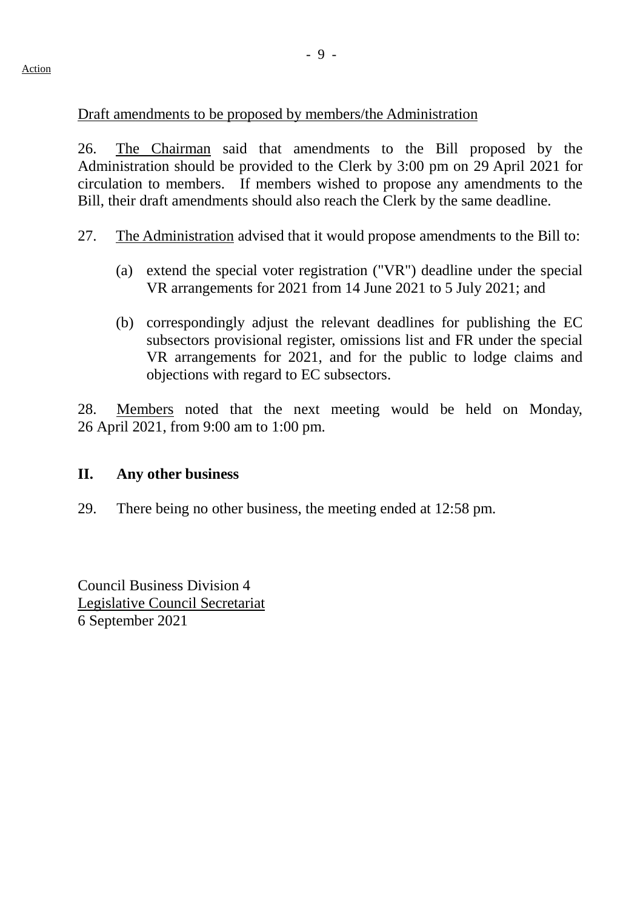Action

Draft amendments to be proposed by members/the Administration

26. The Chairman said that amendments to the Bill proposed by the Administration should be provided to the Clerk by 3:00 pm on 29 April 2021 for circulation to members. If members wished to propose any amendments to the Bill, their draft amendments should also reach the Clerk by the same deadline.

27. The Administration advised that it would propose amendments to the Bill to:

(a) extend the special voter registration ("VR") deadline under the special VR arrangements for 2021 from 14 June 2021 to 5 July 2021; and

(b) correspondingly adjust the relevant deadlines for publishing the EC subsectors provisional register, omissions list and FR under the special VR arrangements for 2021, and for the public to lodge claims and objections with regard to EC subsectors.

28. Members noted that the next meeting would be held on Monday, 26 April 2021, from 9:00 am to 1:00 pm.

## II. Any other business

29. There being no other business, the meeting ended at 12:58 pm.

Council Business Division 4
Legislative Council Secretariat
6 September 2021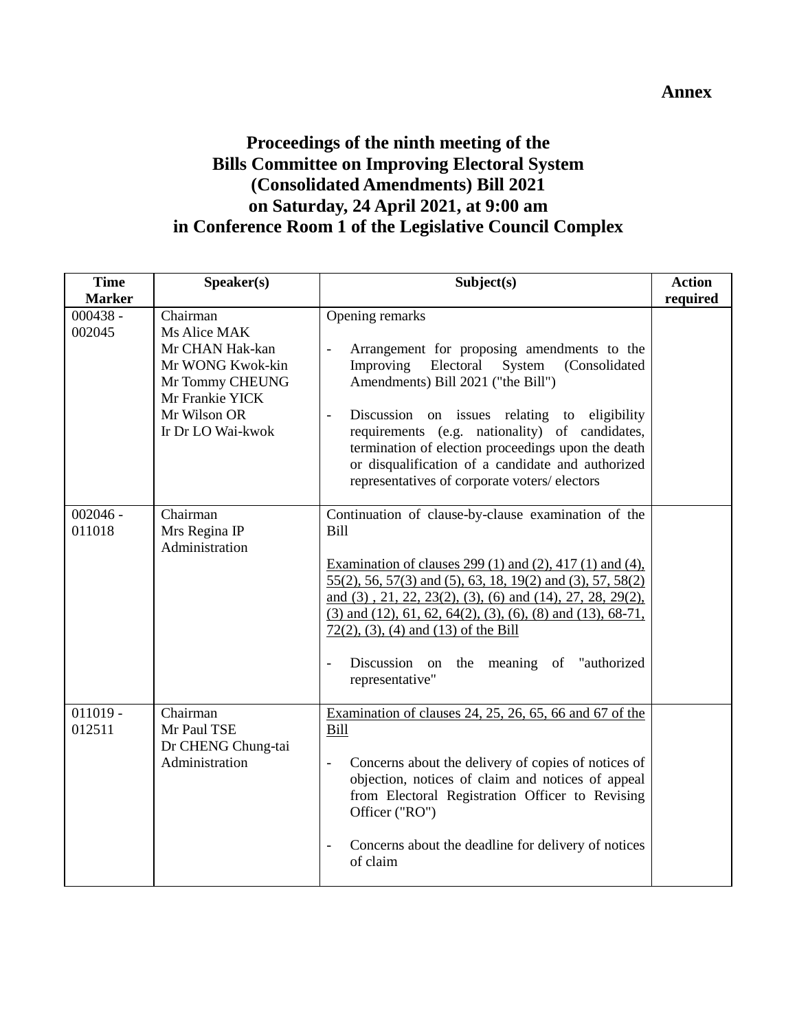**Annex**

# Proceedings of the ninth meeting of the Bills Committee on Improving Electoral System (Consolidated Amendments) Bill 2021 on Saturday, 24 April 2021, at 9:00 am in Conference Room 1 of the Legislative Council Complex

| Time Marker | Speaker(s) | Subject(s) | Action required |
|---|---|---|---|
| 000438 - 002045 | Chairman<br>Ms Alice MAK<br>Mr CHAN Hak-kan<br>Mr WONG Kwok-kin<br>Mr Tommy CHEUNG<br>Mr Frankie YICK<br>Mr Wilson OR<br>Ir Dr LO Wai-kwok | Opening remarks<br><br>- Arrangement for proposing amendments to the Improving Electoral System (Consolidated Amendments) Bill 2021 ("the Bill")<br><br>- Discussion on issues relating to eligibility requirements (e.g. nationality) of candidates, termination of election proceedings upon the death or disqualification of a candidate and authorized representatives of corporate voters/ electors | |
| 002046 - 011018 | Chairman<br>Mrs Regina IP<br>Administration | Continuation of clause-by-clause examination of the Bill<br><br><u>Examination of clauses 299 (1) and (2), 417 (1) and (4), 55(2), 56, 57(3) and (5), 63, 18, 19(2) and (3), 57, 58(2) and (3) , 21, 22, 23(2), (3), (6) and (14), 27, 28, 29(2), (3) and (12), 61, 62, 64(2), (3), (6), (8) and (13), 68-71, 72(2), (3), (4) and (13) of the Bill</u><br><br>- Discussion on the meaning of "authorized representative" | |
| 011019 - 012511 | Chairman<br>Mr Paul TSE<br>Dr CHENG Chung-tai<br>Administration | <u>Examination of clauses 24, 25, 26, 65, 66 and 67 of the Bill</u><br><br>- Concerns about the delivery of copies of notices of objection, notices of claim and notices of appeal from Electoral Registration Officer to Revising Officer ("RO")<br><br>- Concerns about the deadline for delivery of notices of claim | |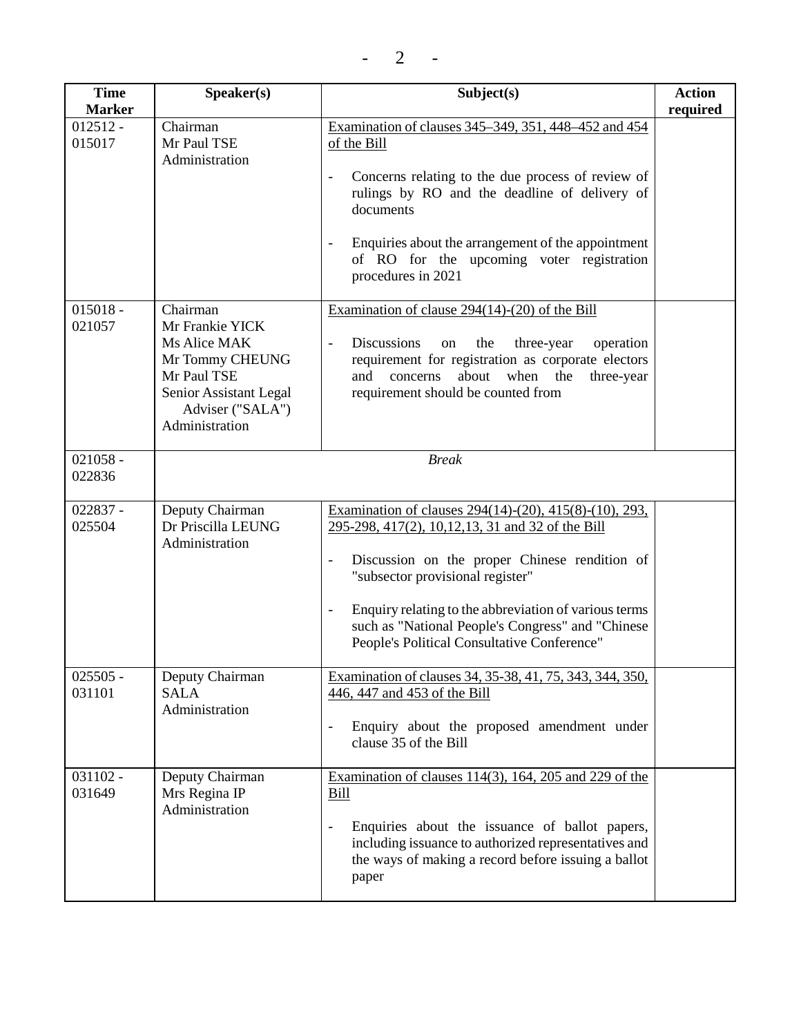| Time Marker | Speaker(s) | Subject(s) | Action required |
|---|---|---|---|
| 012512 - 015017 | Chairman<br>Mr Paul TSE<br>Administration | Examination of clauses 345–349, 351, 448–452 and 454 of the Bill<br><br>- Concerns relating to the due process of review of rulings by RO and the deadline of delivery of documents<br><br>- Enquiries about the arrangement of the appointment of RO for the upcoming voter registration procedures in 2021 | |
| 015018 - 021057 | Chairman<br>Mr Frankie YICK<br>Ms Alice MAK<br>Mr Tommy CHEUNG<br>Mr Paul TSE<br>Senior Assistant Legal Adviser ("SALA")<br>Administration | Examination of clause 294(14)-(20) of the Bill<br><br>- Discussions on the three-year operation requirement for registration as corporate electors and concerns about when the three-year requirement should be counted from | |
| 021058 - 022836 | *Break* | | |
| 022837 - 025504 | Deputy Chairman<br>Dr Priscilla LEUNG<br>Administration | Examination of clauses 294(14)-(20), 415(8)-(10), 293, 295-298, 417(2), 10,12,13, 31 and 32 of the Bill<br><br>- Discussion on the proper Chinese rendition of "subsector provisional register"<br><br>- Enquiry relating to the abbreviation of various terms such as "National People's Congress" and "Chinese People's Political Consultative Conference" | |
| 025505 - 031101 | Deputy Chairman<br>SALA<br>Administration | Examination of clauses 34, 35-38, 41, 75, 343, 344, 350, 446, 447 and 453 of the Bill<br><br>- Enquiry about the proposed amendment under clause 35 of the Bill | |
| 031102 - 031649 | Deputy Chairman<br>Mrs Regina IP<br>Administration | Examination of clauses 114(3), 164, 205 and 229 of the Bill<br><br>- Enquiries about the issuance of ballot papers, including issuance to authorized representatives and the ways of making a record before issuing a ballot paper | |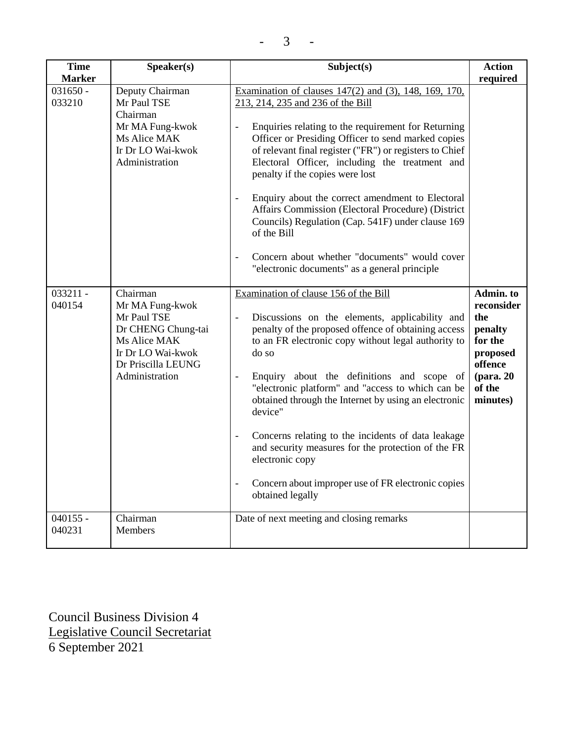| Time Marker | Speaker(s) | Subject(s) | Action required |
|---|---|---|---|
| 031650 - 033210 | Deputy Chairman<br>Mr Paul TSE<br>Chairman<br>Mr MA Fung-kwok<br>Ms Alice MAK<br>Ir Dr LO Wai-kwok<br>Administration | <u>Examination of clauses 147(2) and (3), 148, 169, 170, 213, 214, 235 and 236 of the Bill</u><br><br>- Enquiries relating to the requirement for Returning Officer or Presiding Officer to send marked copies of relevant final register ("FR") or registers to Chief Electoral Officer, including the treatment and penalty if the copies were lost<br><br>- Enquiry about the correct amendment to Electoral Affairs Commission (Electoral Procedure) (District Councils) Regulation (Cap. 541F) under clause 169 of the Bill<br><br>- Concern about whether "documents" would cover "electronic documents" as a general principle | |
| 033211 - 040154 | Chairman<br>Mr MA Fung-kwok<br>Mr Paul TSE<br>Dr CHENG Chung-tai<br>Ms Alice MAK<br>Ir Dr LO Wai-kwok<br>Dr Priscilla LEUNG<br>Administration | <u>Examination of clause 156 of the Bill</u><br><br>- Discussions on the elements, applicability and penalty of the proposed offence of obtaining access to an FR electronic copy without legal authority to do so<br><br>- Enquiry about the definitions and scope of "electronic platform" and "access to which can be obtained through the Internet by using an electronic device"<br><br>- Concerns relating to the incidents of data leakage and security measures for the protection of the FR electronic copy<br><br>- Concern about improper use of FR electronic copies obtained legally | **Admin. to reconsider the penalty for the proposed offence (para. 20 of the minutes)** |
| 040155 - 040231 | Chairman<br>Members | Date of next meeting and closing remarks | |

Council Business Division 4
<u>Legislative Council Secretariat</u>
6 September 2021